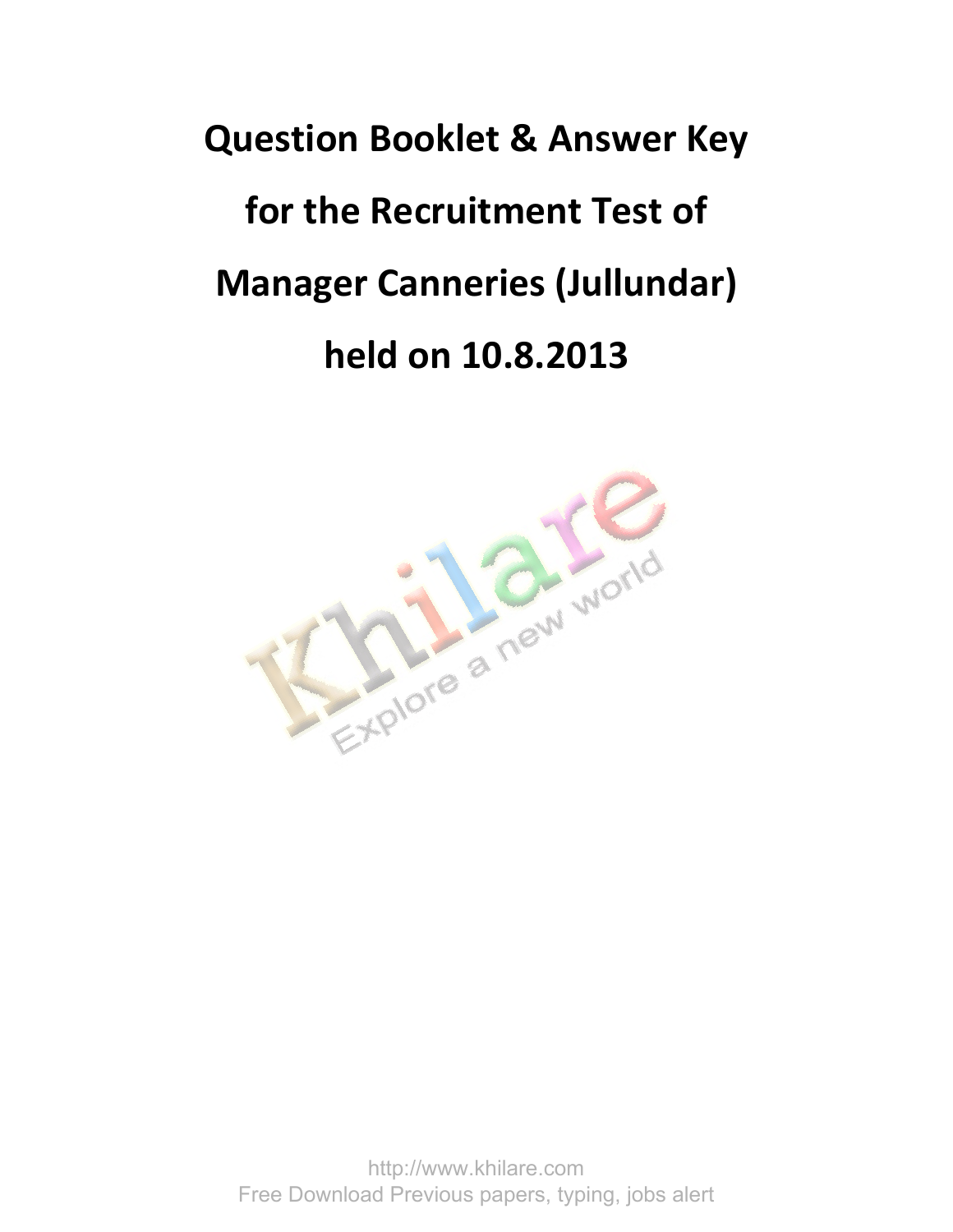# Question Booklet & Answer Key for the Recruitment Test of Manager Canneries (Jullundar) held on 10.8.2013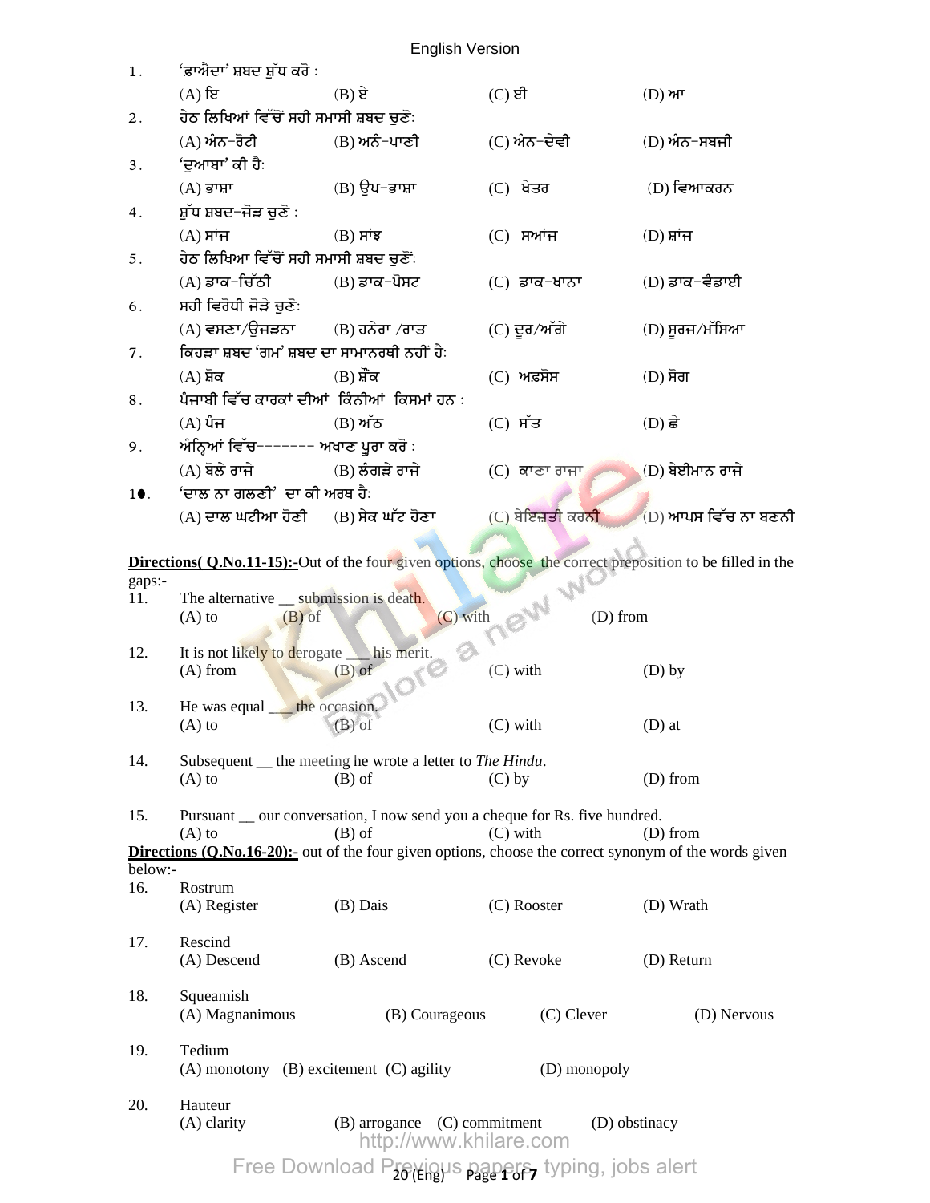English Version

1. 'ਫ਼ਾਐਦਾ' ਸ਼ਬਦ ਸ਼ੁੱਧ ਕਰੋ :
   (A) ਇ   (B) ਏ   (C) ਈ   (D) ਆ

2. ਹੇਠ ਲਿਖਿਆਂ ਵਿੱਚੋਂ ਸਹੀ ਸਮਾਸੀ ਸ਼ਬਦ ਚੁਣੋ:
   (A) ਅੰਨ-ਰੋਟੀ   (B) ਅਨੰ-ਪਾਣੀ   (C) ਅੰਨ-ਦੇਵੀ   (D) ਅੰਨ-ਸਬਜੀ

3. 'ਦੁਆਬਾ' ਕੀ ਹੈ:
   (A) ਭਾਸ਼ਾ   (B) ਉਪ-ਭਾਸ਼ਾ   (C) ਖੇਤਰ   (D) ਵਿਆਕਰਨ

4. ਸ਼ੁੱਧ ਸ਼ਬਦ-ਜੋੜ ਚੁਣੋ :
   (A) ਸਾਂਜ   (B) ਸਾਂਝ   (C) ਸਆਂਜ   (D) ਸ਼ਾਂਜ

5. ਹੇਠ ਲਿਖਿਆ ਵਿੱਚੋਂ ਸਹੀ ਸਮਾਸੀ ਸ਼ਬਦ ਚੁਣੋਂ:
   (A) ਡਾਕ-ਚਿੱਠੀ   (B) ਡਾਕ-ਪੋਸਟ   (C) ਡਾਕ-ਖਾਨਾ   (D) ਡਾਕ-ਵੰਡਾਈ

6. ਸਹੀ ਵਿਰੋਧੀ ਜੋੜੇ ਚੁਣੋ:
   (A) ਵਸਣਾ/ਉਜੜਨਾ   (B) ਹਨੇਰਾ /ਰਾਤ   (C) ਦੂਰ/ਅੱਗੇ   (D) ਸੂਰਜ/ਮੱਸਿਆ

7. ਕਿਹੜਾ ਸ਼ਬਦ 'ਗਮ' ਸ਼ਬਦ ਦਾ ਸਾਮਾਨਰਥੀ ਨਹੀਂ ਹੈ:
   (A) ਸ਼ੋਕ   (B) ਸ਼ੌਂਕ   (C) ਅਫ਼ਸੋਸ   (D) ਸੋਗ

8. ਪੰਜਾਬੀ ਵਿੱਚ ਕਾਰਕਾਂ ਦੀਆਂ ਕਿੰਨੀਆਂ ਕਿਸਮਾਂ ਹਨ :
   (A) ਪੰਜ   (B) ਅੱਠ   (C) ਸੱਤ   (D) ਛੇ

9. ਅੰਨ੍ਹਿਆਂ ਵਿੱਚ------- ਅਖਾਣ ਪੂਰਾ ਕਰੋ :
   (A) ਬੋਲੇ ਰਾਜੇ   (B) ਲੰਗੜੇ ਰਾਜੇ   (C) ਕਾਣਾ ਰਾਜਾ   (D) ਬੇਈਮਾਨ ਰਾਜੇ

10. 'ਦਾਲ ਨਾ ਗਲਣੀ' ਦਾ ਕੀ ਅਰਥ ਹੈ:
   (A) ਦਾਲ ਘਟੀਆ ਹੋਣੀ   (B) ਸੇਕ ਘੱਟ ਹੋਣਾ   (C) ਬੇਇਜ਼ਤੀ ਕਰਨੀ   (D) ਆਪਸ ਵਿੱਚ ਨਾ ਬਣਨੀ

**Directions( Q.No.11-15):-** Out of the four given options, choose the correct preposition to be filled in the gaps:-

11. The alternative __ submission is death.
   (A) to   (B) of   (C) with   (D) from

12. It is not likely to derogate ___ his merit.
   (A) from   (B) of   (C) with   (D) by

13. He was equal ___ the occasion.
   (A) to   (B) of   (C) with   (D) at

14. Subsequent __ the meeting he wrote a letter to *The Hindu*.
   (A) to   (B) of   (C) by   (D) from

15. Pursuant __ our conversation, I now send you a cheque for Rs. five hundred.
   (A) to   (B) of   (C) with   (D) from

**Directions (Q.No.16-20):-** out of the four given options, choose the correct synonym of the words given below:-

16. Rostrum
   (A) Register   (B) Dais   (C) Rooster   (D) Wrath

17. Rescind
   (A) Descend   (B) Ascend   (C) Revoke   (D) Return

18. Squeamish
   (A) Magnanimous   (B) Courageous   (C) Clever   (D) Nervous

19. Tedium
   (A) monotony   (B) excitement   (C) agility   (D) monopoly

20. Hauteur
   (A) clarity   (B) arrogance   (C) commitment   (D) obstinacy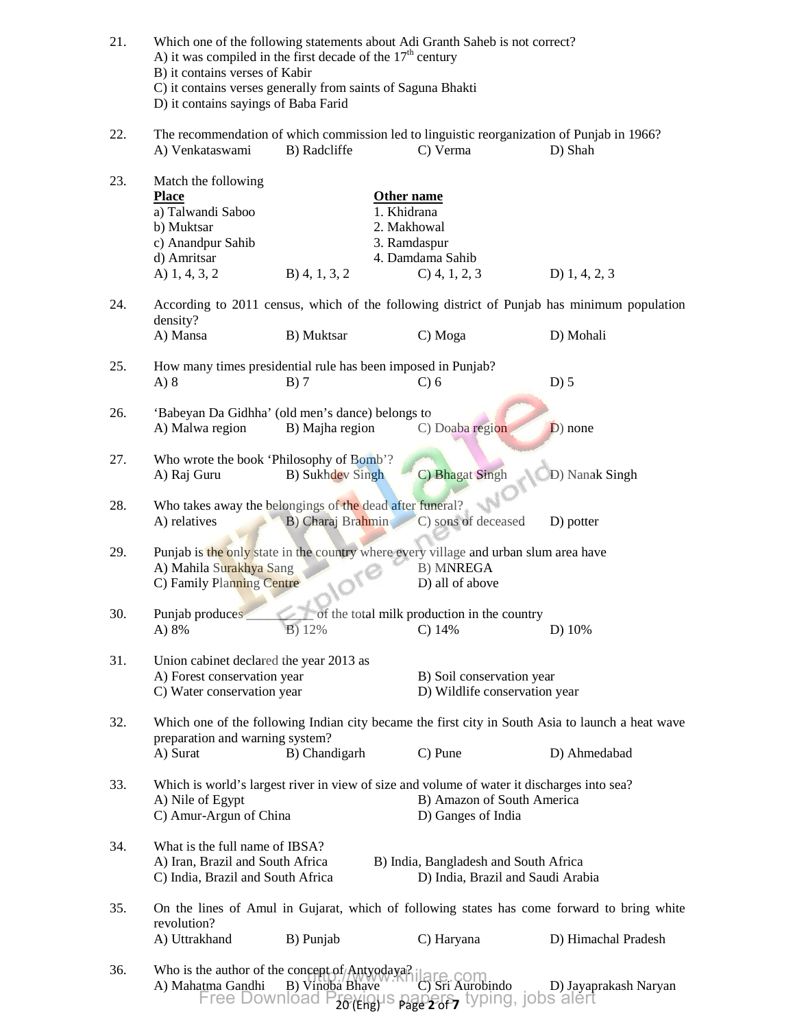21. Which one of the following statements about Adi Granth Saheb is not correct?
A) it was compiled in the first decade of the 17th century
B) it contains verses of Kabir
C) it contains verses generally from saints of Saguna Bhakti
D) it contains sayings of Baba Farid

22. The recommendation of which commission led to linguistic reorganization of Punjab in 1966?
A) Venkataswami B) Radcliffe C) Verma D) Shah

23. Match the following

| **Place** | **Other name** |
|---|---|
| a) Talwandi Saboo | 1. Khidrana |
| b) Muktsar | 2. Makhowal |
| c) Anandpur Sahib | 3. Ramdaspur |
| d) Amritsar | 4. Damdama Sahib |

A) 1, 4, 3, 2 B) 4, 1, 3, 2 C) 4, 1, 2, 3 D) 1, 4, 2, 3

24. According to 2011 census, which of the following district of Punjab has minimum population density?
A) Mansa B) Muktsar C) Moga D) Mohali

25. How many times presidential rule has been imposed in Punjab?
A) 8 B) 7 C) 6 D) 5

26. 'Babeyan Da Gidhha' (old men's dance) belongs to
A) Malwa region B) Majha region C) Doaba region D) none

27. Who wrote the book 'Philosophy of Bomb'?
A) Raj Guru B) Sukhdev Singh C) Bhagat Singh D) Nanak Singh

28. Who takes away the belongings of the dead after funeral?
A) relatives B) Charaj Brahmin C) sons of deceased D) potter

29. Punjab is the only state in the country where every village and urban slum area have
A) Mahila Surakhya Sang B) MNREGA
C) Family Planning Centre D) all of above

30. Punjab produces __________ of the total milk production in the country
A) 8% B) 12% C) 14% D) 10%

31. Union cabinet declared the year 2013 as
A) Forest conservation year B) Soil conservation year
C) Water conservation year D) Wildlife conservation year

32. Which one of the following Indian city became the first city in South Asia to launch a heat wave preparation and warning system?
A) Surat B) Chandigarh C) Pune D) Ahmedabad

33. Which is world's largest river in view of size and volume of water it discharges into sea?
A) Nile of Egypt B) Amazon of South America
C) Amur-Argun of China D) Ganges of India

34. What is the full name of IBSA?
A) Iran, Brazil and South Africa B) India, Bangladesh and South Africa
C) India, Brazil and South Africa D) India, Brazil and Saudi Arabia

35. On the lines of Amul in Gujarat, which of following states has come forward to bring white revolution?
A) Uttrakhand B) Punjab C) Haryana D) Himachal Pradesh

36. Who is the author of the concept of Antyodaya?
A) Mahatma Gandhi B) Vinoba Bhave C) Sri Aurobindo D) Jayaprakash Naryan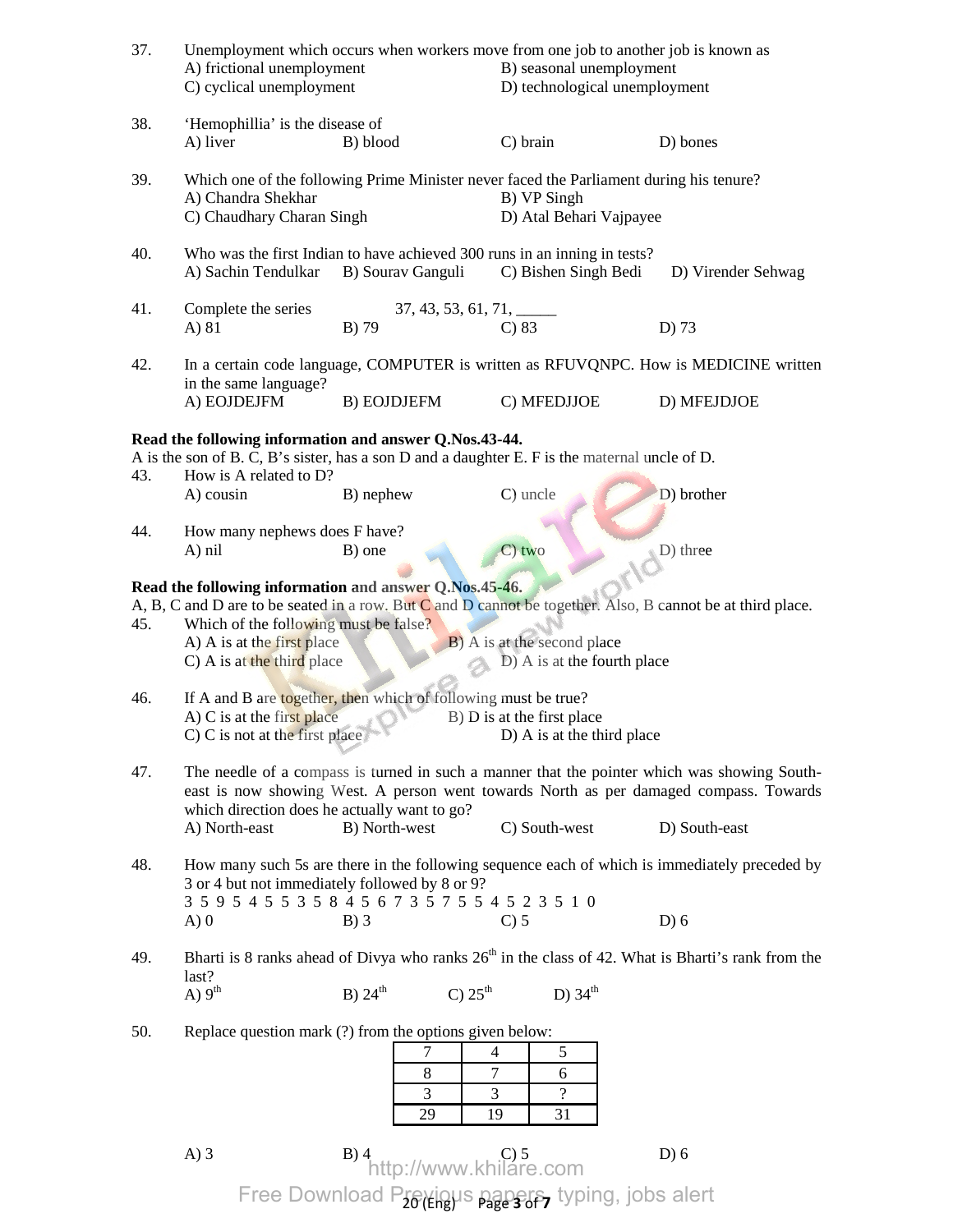37. Unemployment which occurs when workers move from one job to another job is known as
A) frictional unemployment
B) seasonal unemployment
C) cyclical unemployment
D) technological unemployment

38. 'Hemophillia' is the disease of
A) liver
B) blood
C) brain
D) bones

39. Which one of the following Prime Minister never faced the Parliament during his tenure?
A) Chandra Shekhar
B) VP Singh
C) Chaudhary Charan Singh
D) Atal Behari Vajpayee

40. Who was the first Indian to have achieved 300 runs in an inning in tests?
A) Sachin Tendulkar
B) Sourav Ganguli
C) Bishen Singh Bedi
D) Virender Sehwag

41. Complete the series 37, 43, 53, 61, 71, _____
A) 81
B) 79
C) 83
D) 73

42. In a certain code language, COMPUTER is written as RFUVQNPC. How is MEDICINE written in the same language?
A) EOJDEJFM
B) EOJDJEFM
C) MFEDJJOE
D) MFEJDJOE

**Read the following information and answer Q.Nos.43-44.**

A is the son of B. C, B's sister, has a son D and a daughter E. F is the maternal uncle of D.

43. How is A related to D?
A) cousin
B) nephew
C) uncle
D) brother

44. How many nephews does F have?
A) nil
B) one
C) two
D) three

**Read the following information and answer Q.Nos.45-46.**

A, B, C and D are to be seated in a row. But C and D cannot be together. Also, B cannot be at third place.

45. Which of the following must be false?
A) A is at the first place
B) A is at the second place
C) A is at the third place
D) A is at the fourth place

46. If A and B are together, then which of following must be true?
A) C is at the first place
B) D is at the first place
C) C is not at the first place
D) A is at the third place

47. The needle of a compass is turned in such a manner that the pointer which was showing South-east is now showing West. A person went towards North as per damaged compass. Towards which direction does he actually want to go?
A) North-east
B) North-west
C) South-west
D) South-east

48. How many such 5s are there in the following sequence each of which is immediately preceded by 3 or 4 but not immediately followed by 8 or 9?
3 5 9 5 4 5 5 3 5 8 4 5 6 7 3 5 7 5 5 4 5 2 3 5 1 0
A) 0
B) 3
C) 5
D) 6

49. Bharti is 8 ranks ahead of Divya who ranks 26th in the class of 42. What is Bharti's rank from the last?
A) 9th
B) 24th
C) 25th
D) 34th

50. Replace question mark (?) from the options given below:

| 7 | 4 | 5 |
|---|---|---|
| 8 | 7 | 6 |
| 3 | 3 | ? |
| 29 | 19 | 31 |

A) 3
B) 4
C) 5
D) 6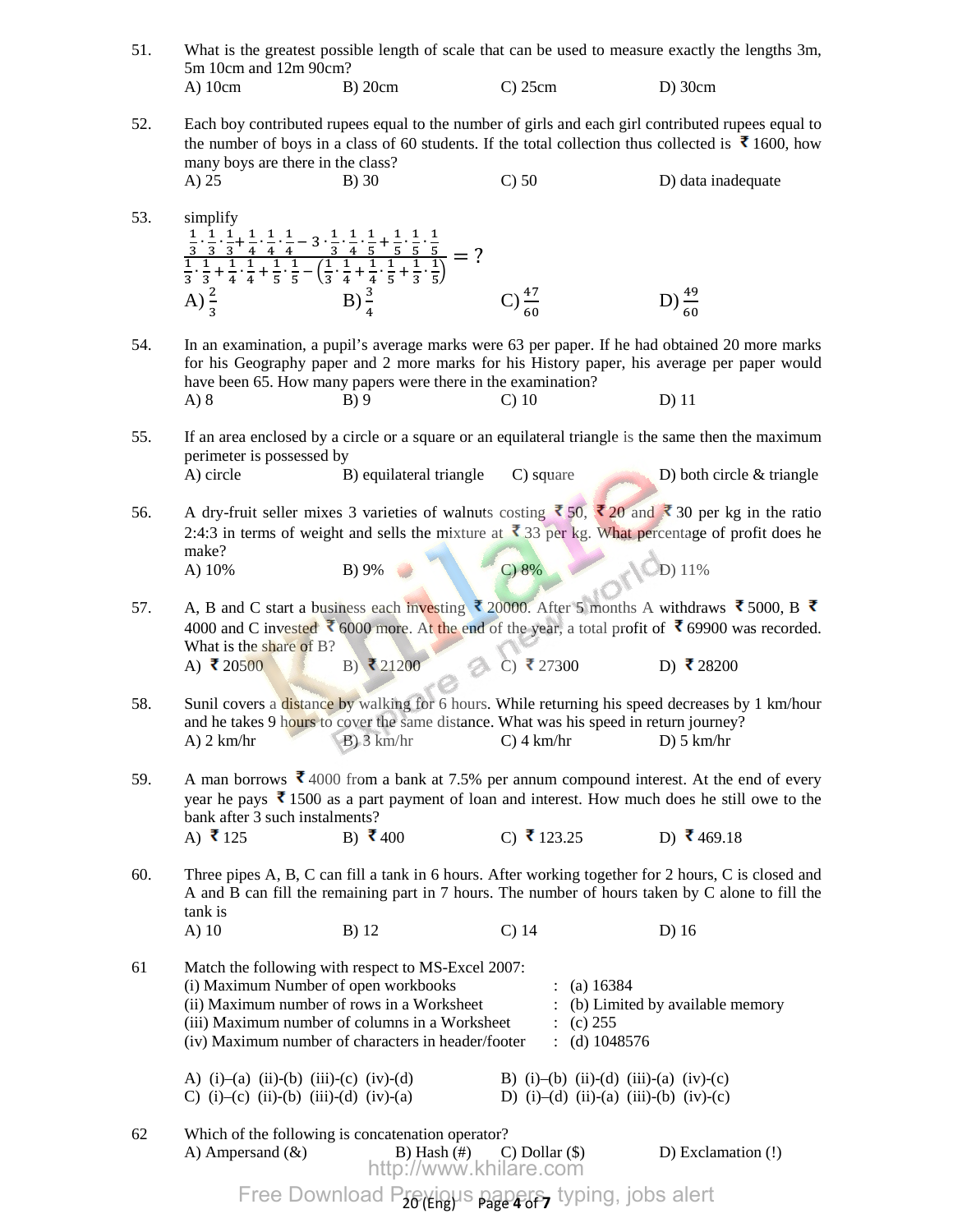51. What is the greatest possible length of scale that can be used to measure exactly the lengths 3m, 5m 10cm and 12m 90cm?

A) 10cm B) 20cm C) 25cm D) 30cm

52. Each boy contributed rupees equal to the number of girls and each girl contributed rupees equal to the number of boys in a class of 60 students. If the total collection thus collected is ₹ 1600, how many boys are there in the class?

A) 25 B) 30 C) 50 D) data inadequate

53. simplify

$$\frac{\frac{1}{3}\cdot\frac{1}{3}\cdot\frac{1}{3}+\frac{1}{4}\cdot\frac{1}{4}\cdot\frac{1}{4}-3\cdot\frac{1}{3}\cdot\frac{1}{4}\cdot\frac{1}{5}+\frac{1}{5}\cdot\frac{1}{5}\cdot\frac{1}{5}}{\frac{1}{3}\cdot\frac{1}{3}+\frac{1}{4}\cdot\frac{1}{4}+\frac{1}{5}\cdot\frac{1}{5}-\left(\frac{1}{3}\cdot\frac{1}{4}+\frac{1}{4}\cdot\frac{1}{5}+\frac{1}{3}\cdot\frac{1}{5}\right)}=?$$

A) $\frac{2}{3}$ B) $\frac{3}{4}$ C) $\frac{47}{60}$ D) $\frac{49}{60}$

54. In an examination, a pupil's average marks were 63 per paper. If he had obtained 20 more marks for his Geography paper and 2 more marks for his History paper, his average per paper would have been 65. How many papers were there in the examination?

A) 8 B) 9 C) 10 D) 11

55. If an area enclosed by a circle or a square or an equilateral triangle is the same then the maximum perimeter is possessed by

A) circle B) equilateral triangle C) square D) both circle & triangle

56. A dry-fruit seller mixes 3 varieties of walnuts costing ₹ 50, ₹ 20 and ₹ 30 per kg in the ratio 2:4:3 in terms of weight and sells the mixture at ₹ 33 per kg. What percentage of profit does he make?

A) 10% B) 9% C) 8% D) 11%

57. A, B and C start a business each investing ₹ 20000. After 5 months A withdraws ₹ 5000, B ₹ 4000 and C invested ₹ 6000 more. At the end of the year, a total profit of ₹ 69900 was recorded. What is the share of B?

A) ₹ 20500 B) ₹ 21200 C) ₹ 27300 D) ₹ 28200

58. Sunil covers a distance by walking for 6 hours. While returning his speed decreases by 1 km/hour and he takes 9 hours to cover the same distance. What was his speed in return journey?

A) 2 km/hr B) 3 km/hr C) 4 km/hr D) 5 km/hr

59. A man borrows ₹ 4000 from a bank at 7.5% per annum compound interest. At the end of every year he pays ₹ 1500 as a part payment of loan and interest. How much does he still owe to the bank after 3 such instalments?

A) ₹ 125 B) ₹ 400 C) ₹ 123.25 D) ₹ 469.18

60. Three pipes A, B, C can fill a tank in 6 hours. After working together for 2 hours, C is closed and A and B can fill the remaining part in 7 hours. The number of hours taken by C alone to fill the tank is

A) 10 B) 12 C) 14 D) 16

61 Match the following with respect to MS-Excel 2007:

| | | |
|---|---|---|
| (i) Maximum Number of open workbooks | : | (a) 16384 |
| (ii) Maximum number of rows in a Worksheet | : | (b) Limited by available memory |
| (iii) Maximum number of columns in a Worksheet | : | (c) 255 |
| (iv) Maximum number of characters in header/footer | : | (d) 1048576 |

A) (i)–(a) (ii)-(b) (iii)-(c) (iv)-(d) B) (i)–(b) (ii)-(d) (iii)-(a) (iv)-(c)

C) (i)–(c) (ii)-(b) (iii)-(d) (iv)-(a) D) (i)–(d) (ii)-(a) (iii)-(b) (iv)-(c)

62 Which of the following is concatenation operator?

A) Ampersand (&) B) Hash (#) C) Dollar ($) D) Exclamation (!)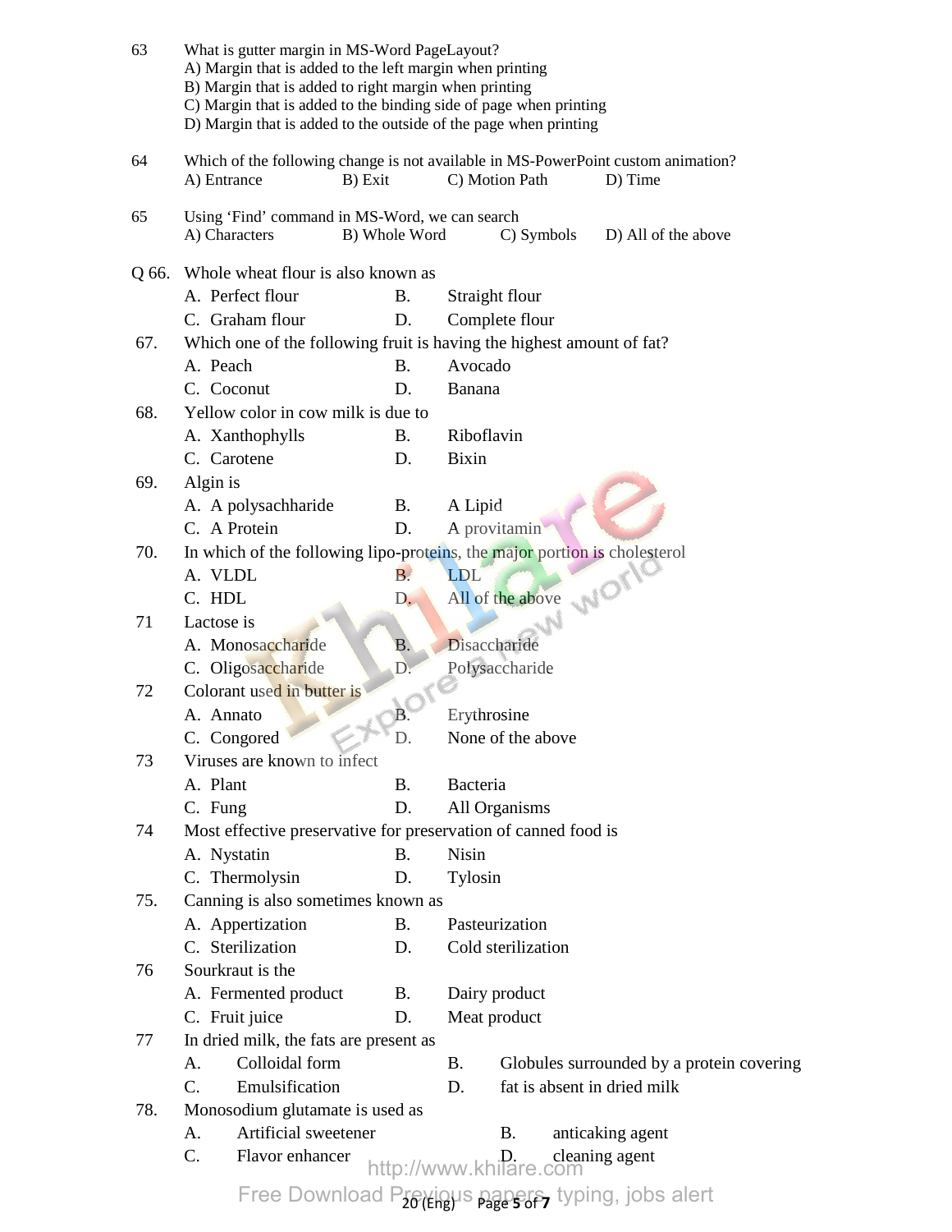63 What is gutter margin in MS-Word PageLayout?
A) Margin that is added to the left margin when printing
B) Margin that is added to right margin when printing
C) Margin that is added to the binding side of page when printing
D) Margin that is added to the outside of the page when printing

64 Which of the following change is not available in MS-PowerPoint custom animation?
A) Entrance B) Exit C) Motion Path D) Time

65 Using 'Find' command in MS-Word, we can search
A) Characters B) Whole Word C) Symbols D) All of the above

Q 66. Whole wheat flour is also known as
A. Perfect flour B. Straight flour
C. Graham flour D. Complete flour

67. Which one of the following fruit is having the highest amount of fat?
A. Peach B. Avocado
C. Coconut D. Banana

68. Yellow color in cow milk is due to
A. Xanthophylls B. Riboflavin
C. Carotene D. Bixin

69. Algin is
A. A polysachharide B. A Lipid
C. A Protein D. A provitamin

70. In which of the following lipo-proteins, the major portion is cholesterol
A. VLDL B. LDL
C. HDL D. All of the above

71 Lactose is
A. Monosaccharide B. Disaccharide
C. Oligosaccharide D. Polysaccharide

72 Colorant used in butter is
A. Annato B. Erythrosine
C. Congored D. None of the above

73 Viruses are known to infect
A. Plant B. Bacteria
C. Fung D. All Organisms

74 Most effective preservative for preservation of canned food is
A. Nystatin B. Nisin
C. Thermolysin D. Tylosin

75. Canning is also sometimes known as
A. Appertization B. Pasteurization
C. Sterilization D. Cold sterilization

76 Sourkraut is the
A. Fermented product B. Dairy product
C. Fruit juice D. Meat product

77 In dried milk, the fats are present as
A. Colloidal form B. Globules surrounded by a protein covering
C. Emulsification D. fat is absent in dried milk

78. Monosodium glutamate is used as
A. Artificial sweetener B. anticaking agent
C. Flavor enhancer D. cleaning agent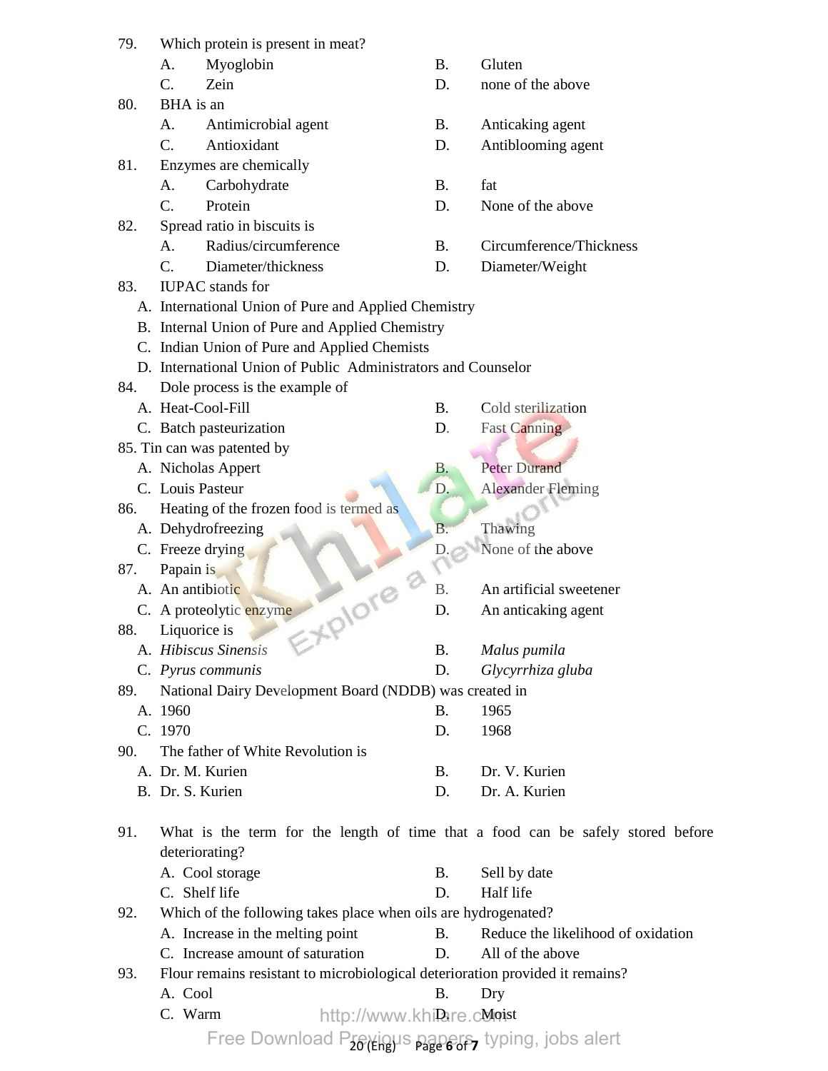79. Which protein is present in meat?

A. Myoglobin
B. Gluten
C. Zein
D. none of the above

80. BHA is an

A. Antimicrobial agent
B. Anticaking agent
C. Antioxidant
D. Antiblooming agent

81. Enzymes are chemically

A. Carbohydrate
B. fat
C. Protein
D. None of the above

82. Spread ratio in biscuits is

A. Radius/circumference
B. Circumference/Thickness
C. Diameter/thickness
D. Diameter/Weight

83. IUPAC stands for

A. International Union of Pure and Applied Chemistry
B. Internal Union of Pure and Applied Chemistry
C. Indian Union of Pure and Applied Chemists
D. International Union of Public Administrators and Counselor

84. Dole process is the example of

A. Heat-Cool-Fill
B. Cold sterilization
C. Batch pasteurization
D. Fast Canning

85. Tin can was patented by

A. Nicholas Appert
B. Peter Durand
C. Louis Pasteur
D. Alexander Fleming

86. Heating of the frozen food is termed as

A. Dehydrofreezing
B. Thawing
C. Freeze drying
D. None of the above

87. Papain is

A. An antibiotic
B. An artificial sweetener
C. A proteolytic enzyme
D. An anticaking agent

88. Liquorice is

A. *Hibiscus Sinensis*
B. *Malus pumila*
C. *Pyrus communis*
D. *Glycyrrhiza gluba*

89. National Dairy Development Board (NDDB) was created in

A. 1960
B. 1965
C. 1970
D. 1968

90. The father of White Revolution is

A. Dr. M. Kurien
B. Dr. V. Kurien
B. Dr. S. Kurien
D. Dr. A. Kurien

91. What is the term for the length of time that a food can be safely stored before deteriorating?

A. Cool storage
B. Sell by date
C. Shelf life
D. Half life

92. Which of the following takes place when oils are hydrogenated?

A. Increase in the melting point
B. Reduce the likelihood of oxidation
C. Increase amount of saturation
D. All of the above

93. Flour remains resistant to microbiological deterioration provided it remains?

A. Cool
B. Dry
C. Warm
D. Moist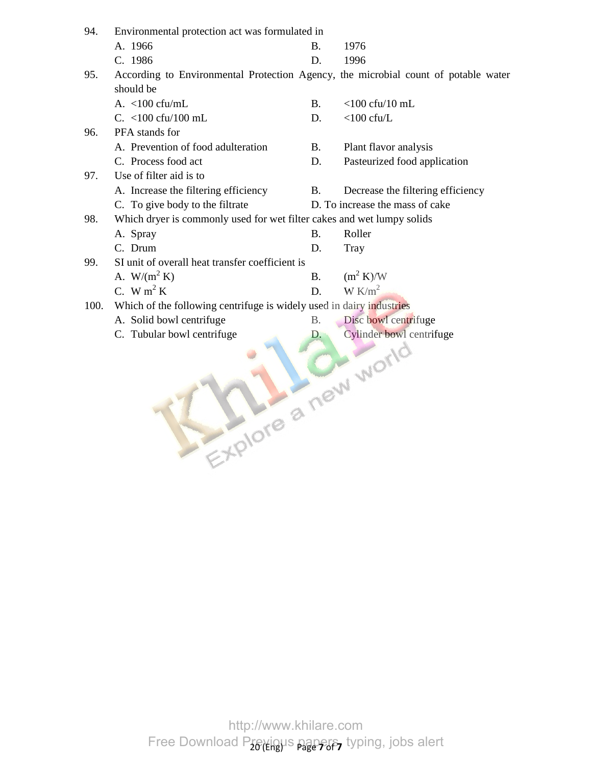94. Environmental protection act was formulated in

A. 1966 B. 1976

C. 1986 D. 1996

95. According to Environmental Protection Agency, the microbial count of potable water should be

A. <100 cfu/mL B. <100 cfu/10 mL

C. <100 cfu/100 mL D. <100 cfu/L

96. PFA stands for

A. Prevention of food adulteration B. Plant flavor analysis

C. Process food act D. Pasteurized food application

97. Use of filter aid is to

A. Increase the filtering efficiency B. Decrease the filtering efficiency

C. To give body to the filtrate D. To increase the mass of cake

98. Which dryer is commonly used for wet filter cakes and wet lumpy solids

A. Spray B. Roller

C. Drum D. Tray

99. SI unit of overall heat transfer coefficient is

A. $W/(m^2 K)$ B. $(m^2 K)/W$

C. $W m^2 K$ D. $W K/m^2$

100. Which of the following centrifuge is widely used in dairy industries

A. Solid bowl centrifuge B. Disc bowl centrifuge

C. Tubular bowl centrifuge D. Cylinder bowl centrifuge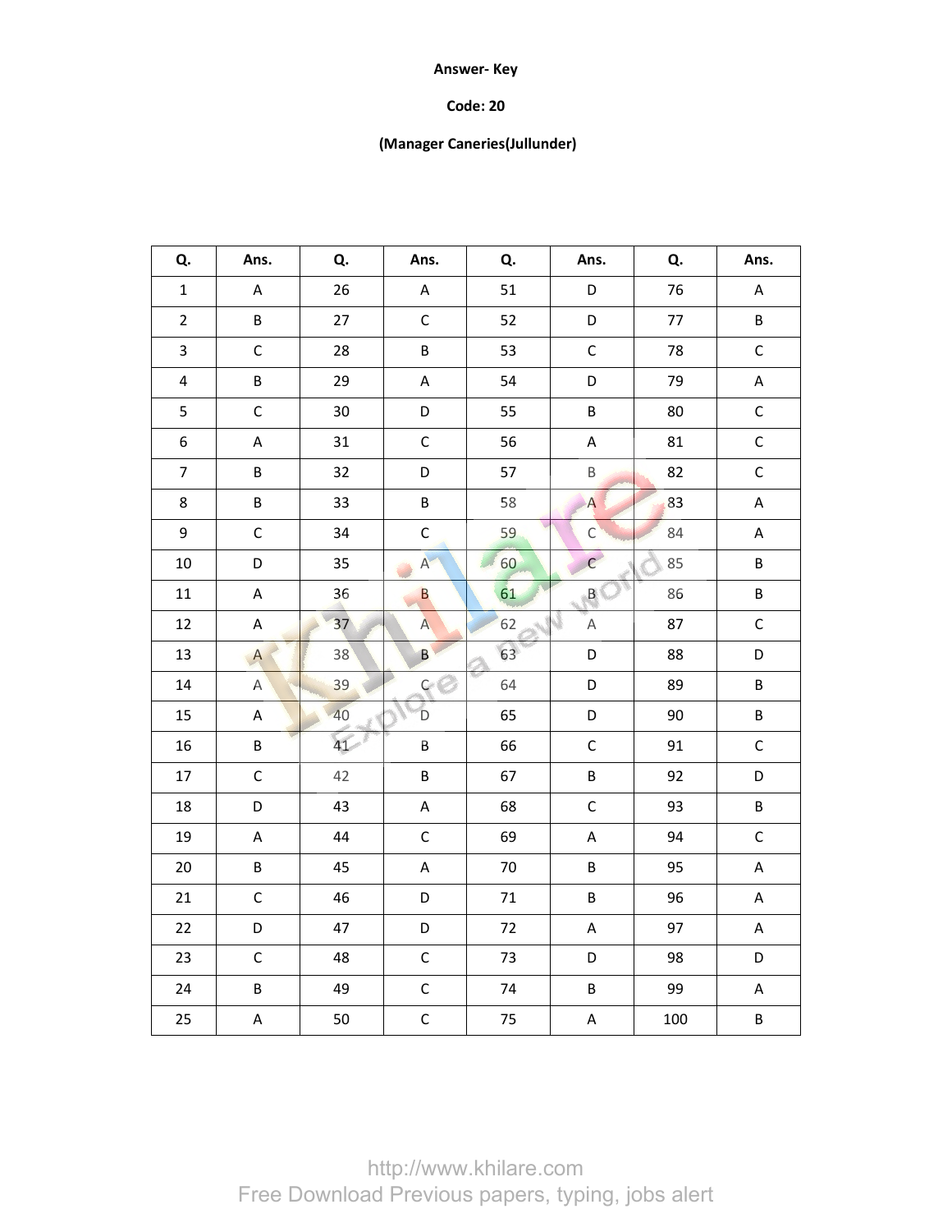**Answer- Key**

**Code: 20**

**(Manager Caneries(Jullunder)**

| Q. | Ans. | Q. | Ans. | Q. | Ans. | Q. | Ans. |
|---|---|---|---|---|---|---|---|
| 1 | A | 26 | A | 51 | D | 76 | A |
| 2 | B | 27 | C | 52 | D | 77 | B |
| 3 | C | 28 | B | 53 | C | 78 | C |
| 4 | B | 29 | A | 54 | D | 79 | A |
| 5 | C | 30 | D | 55 | B | 80 | C |
| 6 | A | 31 | C | 56 | A | 81 | C |
| 7 | B | 32 | D | 57 | B | 82 | C |
| 8 | B | 33 | B | 58 | A | 83 | A |
| 9 | C | 34 | C | 59 | C | 84 | A |
| 10 | D | 35 | A | 60 | C | 85 | B |
| 11 | A | 36 | B | 61 | B | 86 | B |
| 12 | A | 37 | A | 62 | A | 87 | C |
| 13 | A | 38 | B | 63 | D | 88 | D |
| 14 | A | 39 | C | 64 | D | 89 | B |
| 15 | A | 40 | D | 65 | D | 90 | B |
| 16 | B | 41 | B | 66 | C | 91 | C |
| 17 | C | 42 | B | 67 | B | 92 | D |
| 18 | D | 43 | A | 68 | C | 93 | B |
| 19 | A | 44 | C | 69 | A | 94 | C |
| 20 | B | 45 | A | 70 | B | 95 | A |
| 21 | C | 46 | D | 71 | B | 96 | A |
| 22 | D | 47 | D | 72 | A | 97 | A |
| 23 | C | 48 | C | 73 | D | 98 | D |
| 24 | B | 49 | C | 74 | B | 99 | A |
| 25 | A | 50 | C | 75 | A | 100 | B |